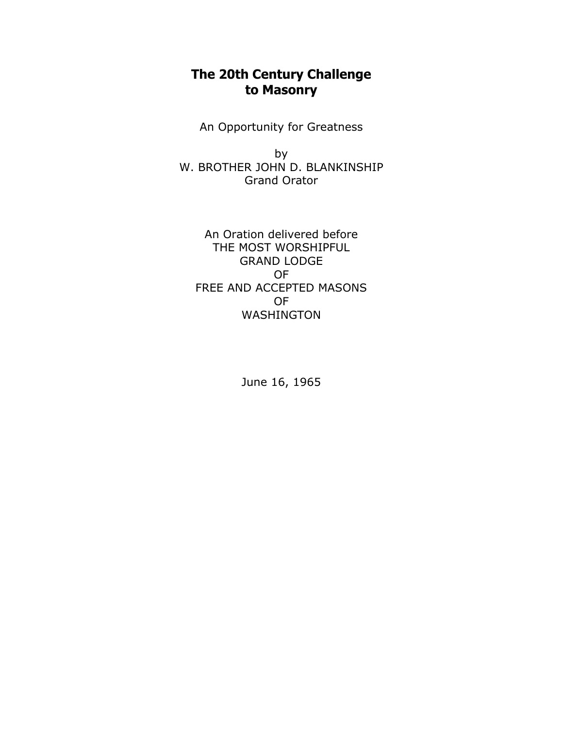# The 20th Century Challenge to Masonry

An Opportunity for Greatness

by
W. BROTHER JOHN D. BLANKINSHIP
Grand Orator

An Oration delivered before
THE MOST WORSHIPFUL
GRAND LODGE
OF
FREE AND ACCEPTED MASONS
OF
WASHINGTON

June 16, 1965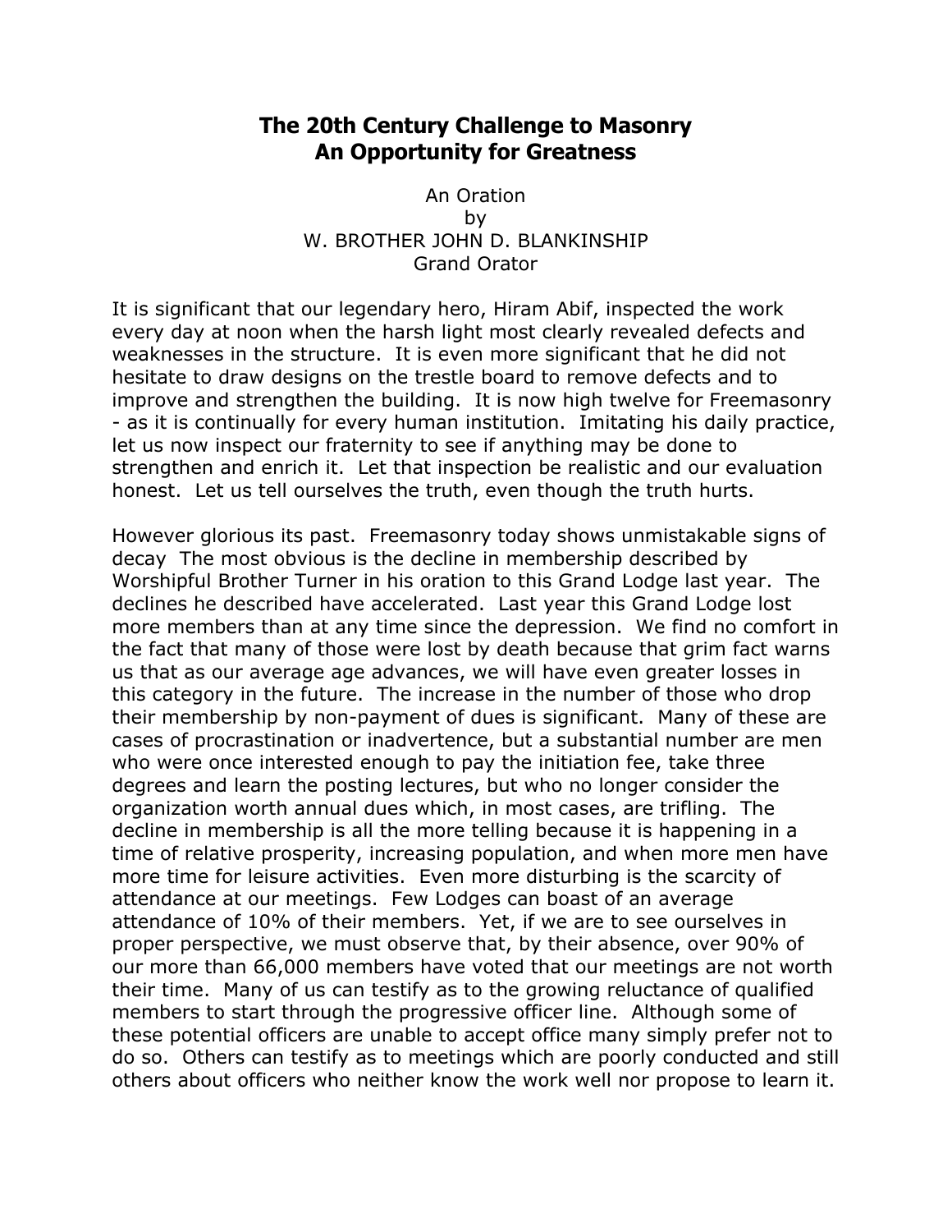# The 20th Century Challenge to Masonry
# An Opportunity for Greatness

An Oration
by
W. BROTHER JOHN D. BLANKINSHIP
Grand Orator

It is significant that our legendary hero, Hiram Abif, inspected the work every day at noon when the harsh light most clearly revealed defects and weaknesses in the structure. It is even more significant that he did not hesitate to draw designs on the trestle board to remove defects and to improve and strengthen the building. It is now high twelve for Freemasonry - as it is continually for every human institution. Imitating his daily practice, let us now inspect our fraternity to see if anything may be done to strengthen and enrich it. Let that inspection be realistic and our evaluation honest. Let us tell ourselves the truth, even though the truth hurts.

However glorious its past. Freemasonry today shows unmistakable signs of decay The most obvious is the decline in membership described by Worshipful Brother Turner in his oration to this Grand Lodge last year. The declines he described have accelerated. Last year this Grand Lodge lost more members than at any time since the depression. We find no comfort in the fact that many of those were lost by death because that grim fact warns us that as our average age advances, we will have even greater losses in this category in the future. The increase in the number of those who drop their membership by non-payment of dues is significant. Many of these are cases of procrastination or inadvertence, but a substantial number are men who were once interested enough to pay the initiation fee, take three degrees and learn the posting lectures, but who no longer consider the organization worth annual dues which, in most cases, are trifling. The decline in membership is all the more telling because it is happening in a time of relative prosperity, increasing population, and when more men have more time for leisure activities. Even more disturbing is the scarcity of attendance at our meetings. Few Lodges can boast of an average attendance of 10% of their members. Yet, if we are to see ourselves in proper perspective, we must observe that, by their absence, over 90% of our more than 66,000 members have voted that our meetings are not worth their time. Many of us can testify as to the growing reluctance of qualified members to start through the progressive officer line. Although some of these potential officers are unable to accept office many simply prefer not to do so. Others can testify as to meetings which are poorly conducted and still others about officers who neither know the work well nor propose to learn it.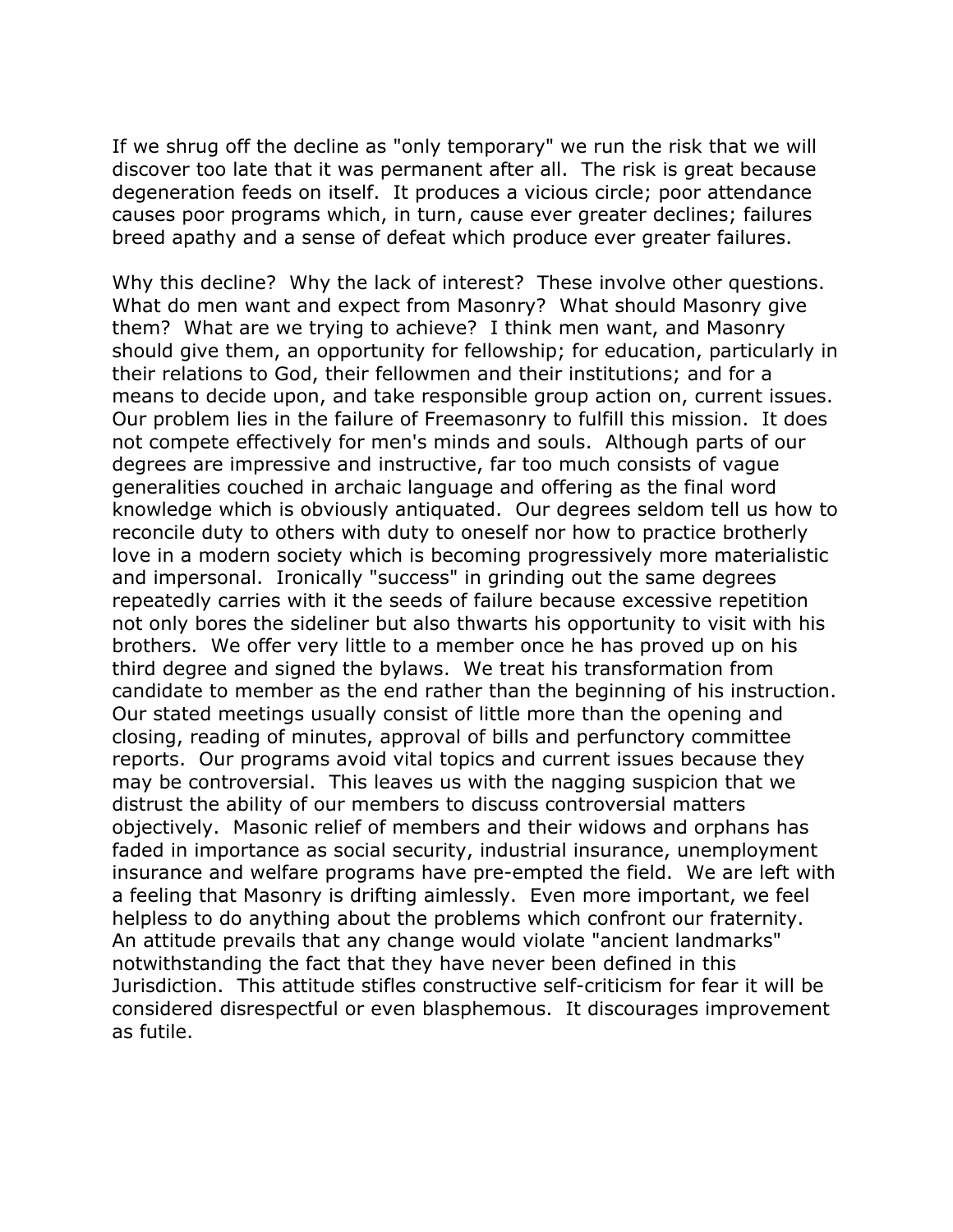If we shrug off the decline as "only temporary" we run the risk that we will discover too late that it was permanent after all. The risk is great because degeneration feeds on itself. It produces a vicious circle; poor attendance causes poor programs which, in turn, cause ever greater declines; failures breed apathy and a sense of defeat which produce ever greater failures.

Why this decline? Why the lack of interest? These involve other questions. What do men want and expect from Masonry? What should Masonry give them? What are we trying to achieve? I think men want, and Masonry should give them, an opportunity for fellowship; for education, particularly in their relations to God, their fellowmen and their institutions; and for a means to decide upon, and take responsible group action on, current issues. Our problem lies in the failure of Freemasonry to fulfill this mission. It does not compete effectively for men's minds and souls. Although parts of our degrees are impressive and instructive, far too much consists of vague generalities couched in archaic language and offering as the final word knowledge which is obviously antiquated. Our degrees seldom tell us how to reconcile duty to others with duty to oneself nor how to practice brotherly love in a modern society which is becoming progressively more materialistic and impersonal. Ironically "success" in grinding out the same degrees repeatedly carries with it the seeds of failure because excessive repetition not only bores the sideliner but also thwarts his opportunity to visit with his brothers. We offer very little to a member once he has proved up on his third degree and signed the bylaws. We treat his transformation from candidate to member as the end rather than the beginning of his instruction. Our stated meetings usually consist of little more than the opening and closing, reading of minutes, approval of bills and perfunctory committee reports. Our programs avoid vital topics and current issues because they may be controversial. This leaves us with the nagging suspicion that we distrust the ability of our members to discuss controversial matters objectively. Masonic relief of members and their widows and orphans has faded in importance as social security, industrial insurance, unemployment insurance and welfare programs have pre-empted the field. We are left with a feeling that Masonry is drifting aimlessly. Even more important, we feel helpless to do anything about the problems which confront our fraternity. An attitude prevails that any change would violate "ancient landmarks" notwithstanding the fact that they have never been defined in this Jurisdiction. This attitude stifles constructive self-criticism for fear it will be considered disrespectful or even blasphemous. It discourages improvement as futile.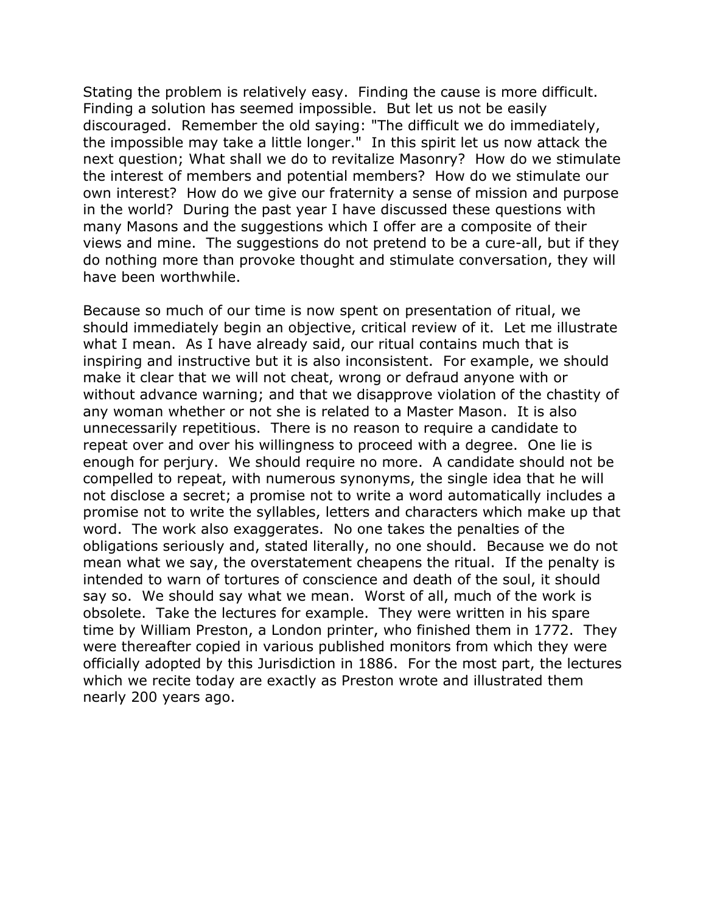Stating the problem is relatively easy. Finding the cause is more difficult. Finding a solution has seemed impossible. But let us not be easily discouraged. Remember the old saying: "The difficult we do immediately, the impossible may take a little longer." In this spirit let us now attack the next question; What shall we do to revitalize Masonry? How do we stimulate the interest of members and potential members? How do we stimulate our own interest? How do we give our fraternity a sense of mission and purpose in the world? During the past year I have discussed these questions with many Masons and the suggestions which I offer are a composite of their views and mine. The suggestions do not pretend to be a cure-all, but if they do nothing more than provoke thought and stimulate conversation, they will have been worthwhile.

Because so much of our time is now spent on presentation of ritual, we should immediately begin an objective, critical review of it. Let me illustrate what I mean. As I have already said, our ritual contains much that is inspiring and instructive but it is also inconsistent. For example, we should make it clear that we will not cheat, wrong or defraud anyone with or without advance warning; and that we disapprove violation of the chastity of any woman whether or not she is related to a Master Mason. It is also unnecessarily repetitious. There is no reason to require a candidate to repeat over and over his willingness to proceed with a degree. One lie is enough for perjury. We should require no more. A candidate should not be compelled to repeat, with numerous synonyms, the single idea that he will not disclose a secret; a promise not to write a word automatically includes a promise not to write the syllables, letters and characters which make up that word. The work also exaggerates. No one takes the penalties of the obligations seriously and, stated literally, no one should. Because we do not mean what we say, the overstatement cheapens the ritual. If the penalty is intended to warn of tortures of conscience and death of the soul, it should say so. We should say what we mean. Worst of all, much of the work is obsolete. Take the lectures for example. They were written in his spare time by William Preston, a London printer, who finished them in 1772. They were thereafter copied in various published monitors from which they were officially adopted by this Jurisdiction in 1886. For the most part, the lectures which we recite today are exactly as Preston wrote and illustrated them nearly 200 years ago.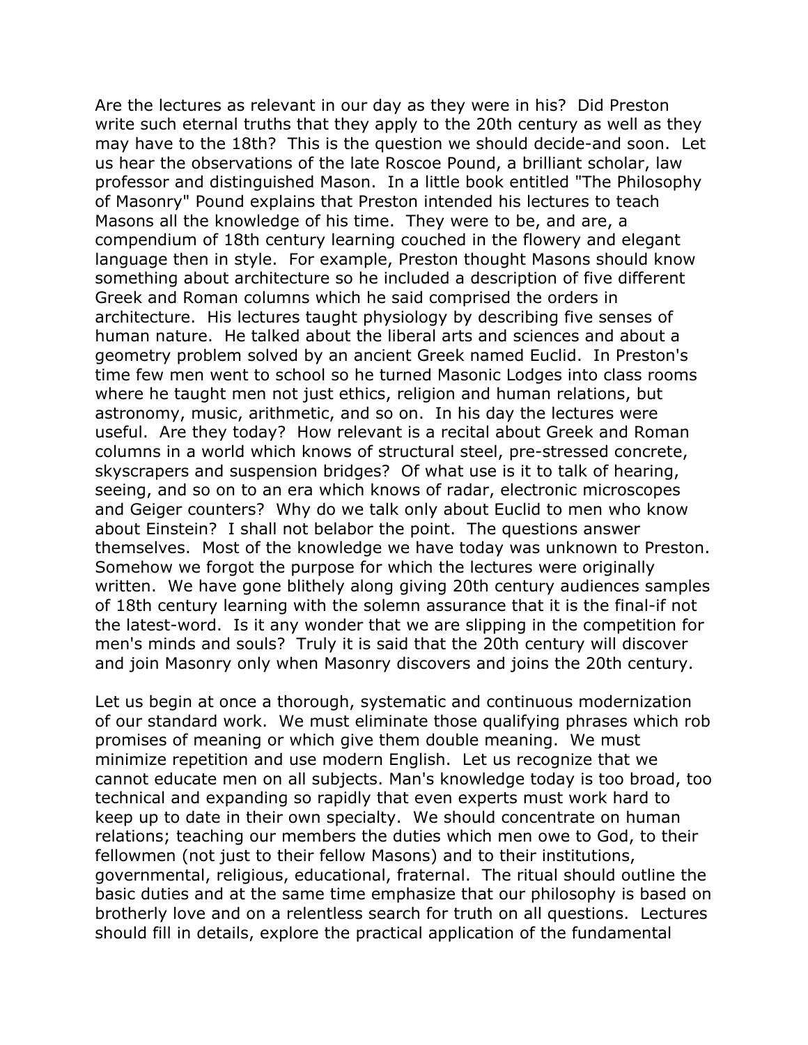Are the lectures as relevant in our day as they were in his? Did Preston write such eternal truths that they apply to the 20th century as well as they may have to the 18th? This is the question we should decide-and soon. Let us hear the observations of the late Roscoe Pound, a brilliant scholar, law professor and distinguished Mason. In a little book entitled "The Philosophy of Masonry" Pound explains that Preston intended his lectures to teach Masons all the knowledge of his time. They were to be, and are, a compendium of 18th century learning couched in the flowery and elegant language then in style. For example, Preston thought Masons should know something about architecture so he included a description of five different Greek and Roman columns which he said comprised the orders in architecture. His lectures taught physiology by describing five senses of human nature. He talked about the liberal arts and sciences and about a geometry problem solved by an ancient Greek named Euclid. In Preston's time few men went to school so he turned Masonic Lodges into class rooms where he taught men not just ethics, religion and human relations, but astronomy, music, arithmetic, and so on. In his day the lectures were useful. Are they today? How relevant is a recital about Greek and Roman columns in a world which knows of structural steel, pre-stressed concrete, skyscrapers and suspension bridges? Of what use is it to talk of hearing, seeing, and so on to an era which knows of radar, electronic microscopes and Geiger counters? Why do we talk only about Euclid to men who know about Einstein? I shall not belabor the point. The questions answer themselves. Most of the knowledge we have today was unknown to Preston. Somehow we forgot the purpose for which the lectures were originally written. We have gone blithely along giving 20th century audiences samples of 18th century learning with the solemn assurance that it is the final-if not the latest-word. Is it any wonder that we are slipping in the competition for men's minds and souls? Truly it is said that the 20th century will discover and join Masonry only when Masonry discovers and joins the 20th century.

Let us begin at once a thorough, systematic and continuous modernization of our standard work. We must eliminate those qualifying phrases which rob promises of meaning or which give them double meaning. We must minimize repetition and use modern English. Let us recognize that we cannot educate men on all subjects. Man's knowledge today is too broad, too technical and expanding so rapidly that even experts must work hard to keep up to date in their own specialty. We should concentrate on human relations; teaching our members the duties which men owe to God, to their fellowmen (not just to their fellow Masons) and to their institutions, governmental, religious, educational, fraternal. The ritual should outline the basic duties and at the same time emphasize that our philosophy is based on brotherly love and on a relentless search for truth on all questions. Lectures should fill in details, explore the practical application of the fundamental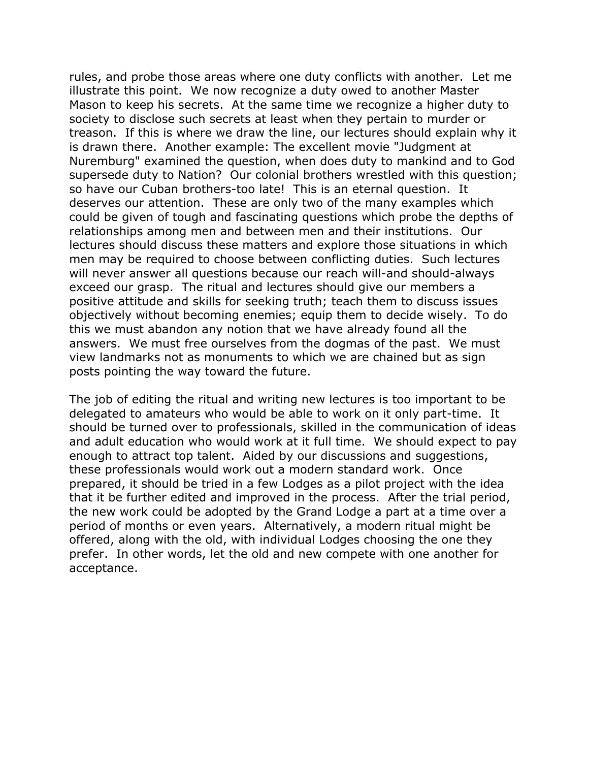rules, and probe those areas where one duty conflicts with another. Let me illustrate this point. We now recognize a duty owed to another Master Mason to keep his secrets. At the same time we recognize a higher duty to society to disclose such secrets at least when they pertain to murder or treason. If this is where we draw the line, our lectures should explain why it is drawn there. Another example: The excellent movie "Judgment at Nuremburg" examined the question, when does duty to mankind and to God supersede duty to Nation? Our colonial brothers wrestled with this question; so have our Cuban brothers-too late! This is an eternal question. It deserves our attention. These are only two of the many examples which could be given of tough and fascinating questions which probe the depths of relationships among men and between men and their institutions. Our lectures should discuss these matters and explore those situations in which men may be required to choose between conflicting duties. Such lectures will never answer all questions because our reach will-and should-always exceed our grasp. The ritual and lectures should give our members a positive attitude and skills for seeking truth; teach them to discuss issues objectively without becoming enemies; equip them to decide wisely. To do this we must abandon any notion that we have already found all the answers. We must free ourselves from the dogmas of the past. We must view landmarks not as monuments to which we are chained but as sign posts pointing the way toward the future.

The job of editing the ritual and writing new lectures is too important to be delegated to amateurs who would be able to work on it only part-time. It should be turned over to professionals, skilled in the communication of ideas and adult education who would work at it full time. We should expect to pay enough to attract top talent. Aided by our discussions and suggestions, these professionals would work out a modern standard work. Once prepared, it should be tried in a few Lodges as a pilot project with the idea that it be further edited and improved in the process. After the trial period, the new work could be adopted by the Grand Lodge a part at a time over a period of months or even years. Alternatively, a modern ritual might be offered, along with the old, with individual Lodges choosing the one they prefer. In other words, let the old and new compete with one another for acceptance.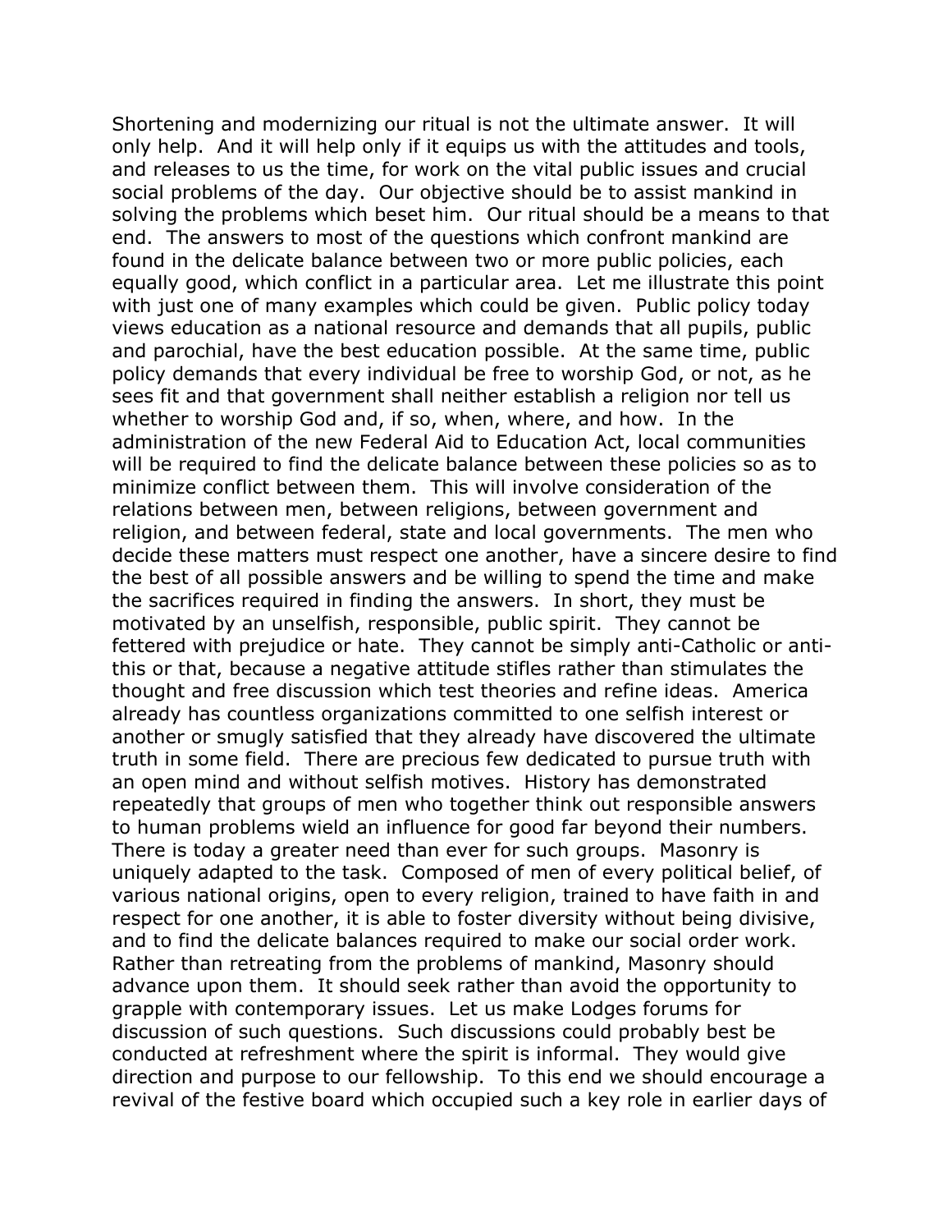Shortening and modernizing our ritual is not the ultimate answer. It will only help. And it will help only if it equips us with the attitudes and tools, and releases to us the time, for work on the vital public issues and crucial social problems of the day. Our objective should be to assist mankind in solving the problems which beset him. Our ritual should be a means to that end. The answers to most of the questions which confront mankind are found in the delicate balance between two or more public policies, each equally good, which conflict in a particular area. Let me illustrate this point with just one of many examples which could be given. Public policy today views education as a national resource and demands that all pupils, public and parochial, have the best education possible. At the same time, public policy demands that every individual be free to worship God, or not, as he sees fit and that government shall neither establish a religion nor tell us whether to worship God and, if so, when, where, and how. In the administration of the new Federal Aid to Education Act, local communities will be required to find the delicate balance between these policies so as to minimize conflict between them. This will involve consideration of the relations between men, between religions, between government and religion, and between federal, state and local governments. The men who decide these matters must respect one another, have a sincere desire to find the best of all possible answers and be willing to spend the time and make the sacrifices required in finding the answers. In short, they must be motivated by an unselfish, responsible, public spirit. They cannot be fettered with prejudice or hate. They cannot be simply anti-Catholic or anti-this or that, because a negative attitude stifles rather than stimulates the thought and free discussion which test theories and refine ideas. America already has countless organizations committed to one selfish interest or another or smugly satisfied that they already have discovered the ultimate truth in some field. There are precious few dedicated to pursue truth with an open mind and without selfish motives. History has demonstrated repeatedly that groups of men who together think out responsible answers to human problems wield an influence for good far beyond their numbers. There is today a greater need than ever for such groups. Masonry is uniquely adapted to the task. Composed of men of every political belief, of various national origins, open to every religion, trained to have faith in and respect for one another, it is able to foster diversity without being divisive, and to find the delicate balances required to make our social order work. Rather than retreating from the problems of mankind, Masonry should advance upon them. It should seek rather than avoid the opportunity to grapple with contemporary issues. Let us make Lodges forums for discussion of such questions. Such discussions could probably best be conducted at refreshment where the spirit is informal. They would give direction and purpose to our fellowship. To this end we should encourage a revival of the festive board which occupied such a key role in earlier days of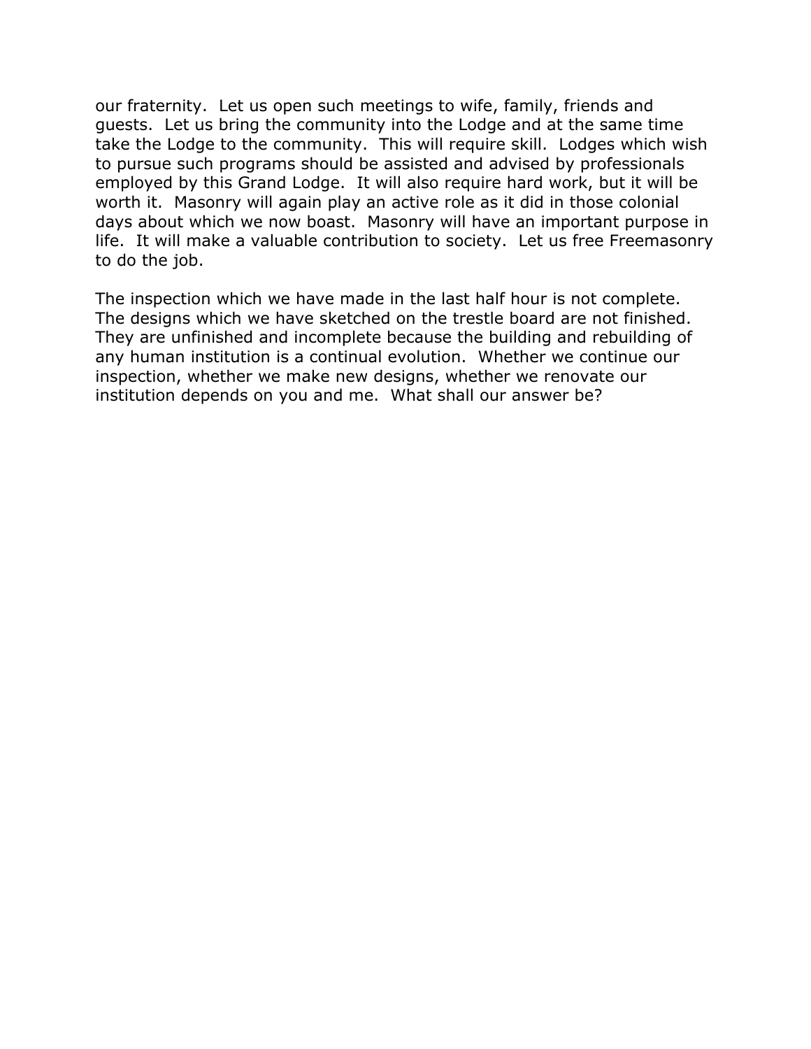our fraternity. Let us open such meetings to wife, family, friends and guests. Let us bring the community into the Lodge and at the same time take the Lodge to the community. This will require skill. Lodges which wish to pursue such programs should be assisted and advised by professionals employed by this Grand Lodge. It will also require hard work, but it will be worth it. Masonry will again play an active role as it did in those colonial days about which we now boast. Masonry will have an important purpose in life. It will make a valuable contribution to society. Let us free Freemasonry to do the job.

The inspection which we have made in the last half hour is not complete. The designs which we have sketched on the trestle board are not finished. They are unfinished and incomplete because the building and rebuilding of any human institution is a continual evolution. Whether we continue our inspection, whether we make new designs, whether we renovate our institution depends on you and me. What shall our answer be?